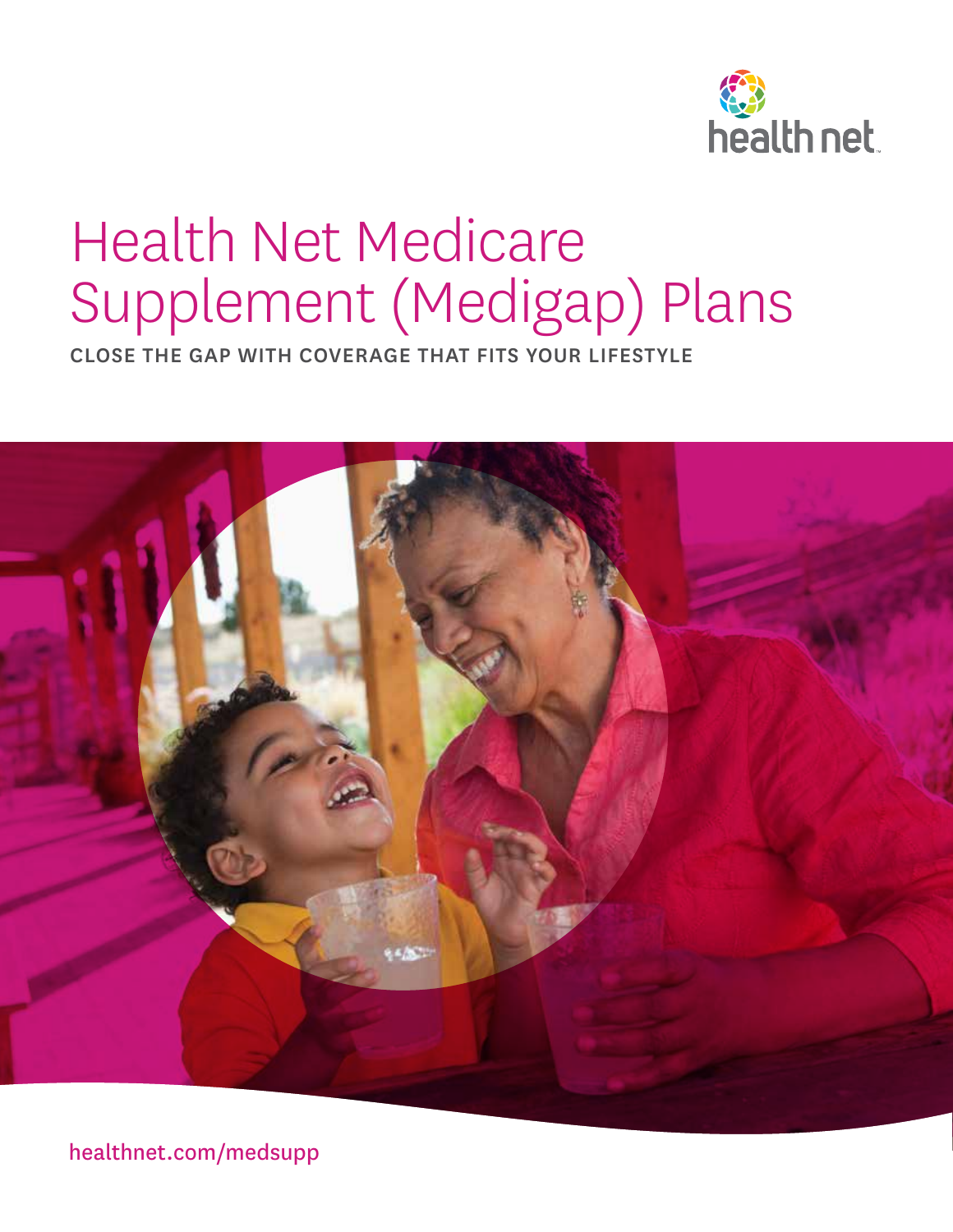health net

# Health Net Medicare Supplement (Medigap) Plans

**CLOSE THE GAP WITH COVERAGE THAT FITS YOUR LIFESTYLE**

healthnet.com/medsupp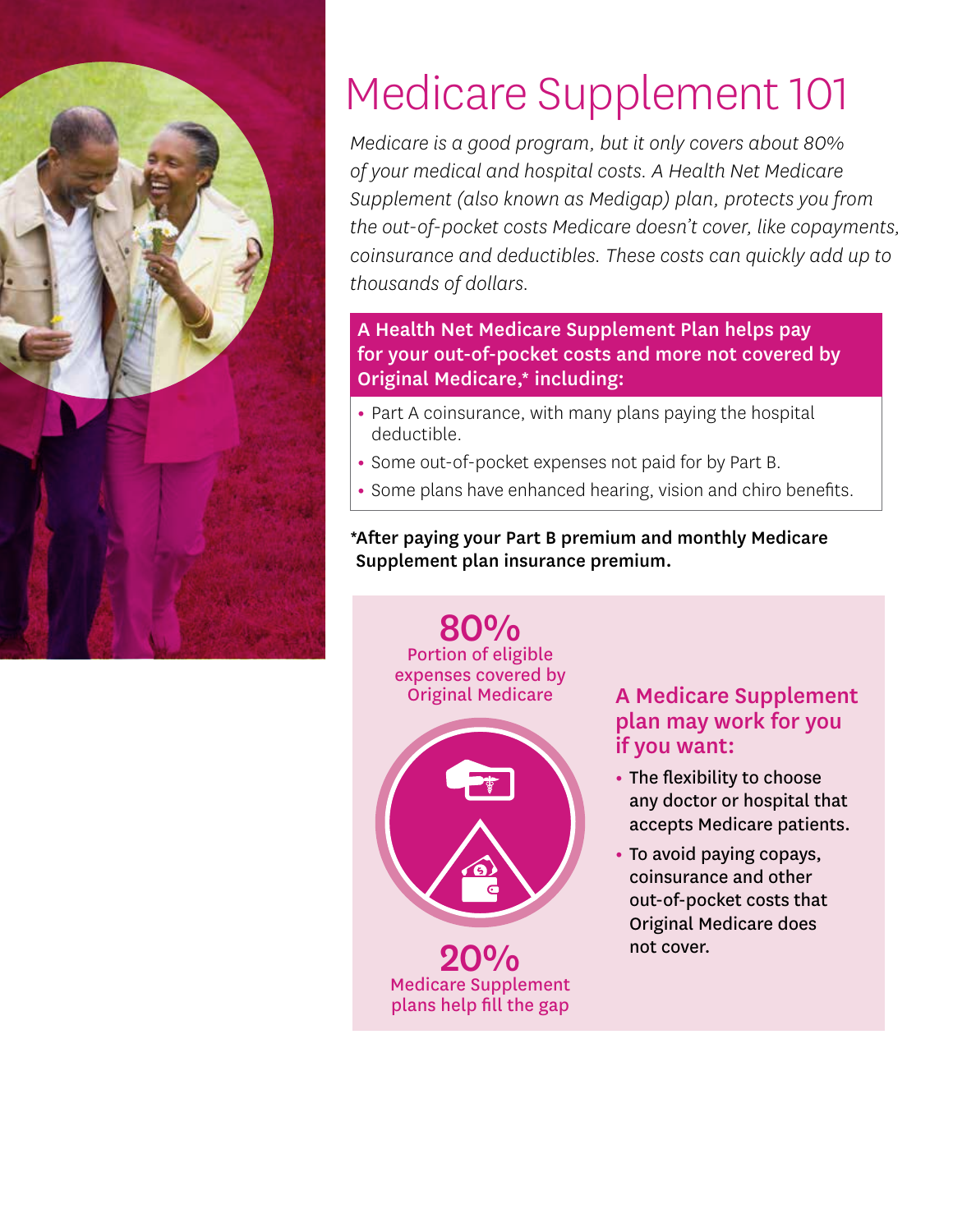# Medicare Supplement 101

*Medicare is a good program, but it only covers about 80% of your medical and hospital costs. A Health Net Medicare Supplement (also known as Medigap) plan, protects you from the out-of-pocket costs Medicare doesn't cover, like copayments, coinsurance and deductibles. These costs can quickly add up to thousands of dollars.*

**A Health Net Medicare Supplement Plan helps pay for your out-of-pocket costs and more not covered by Original Medicare,* including:**

- Part A coinsurance, with many plans paying the hospital deductible.
- Some out-of-pocket expenses not paid for by Part B.
- Some plans have enhanced hearing, vision and chiro benefits.

**\*After paying your Part B premium and monthly Medicare Supplement plan insurance premium.**

**80%**
Portion of eligible expenses covered by Original Medicare

**20%**
Medicare Supplement plans help fill the gap

## A Medicare Supplement plan may work for you if you want:

- The flexibility to choose any doctor or hospital that accepts Medicare patients.
- To avoid paying copays, coinsurance and other out-of-pocket costs that Original Medicare does not cover.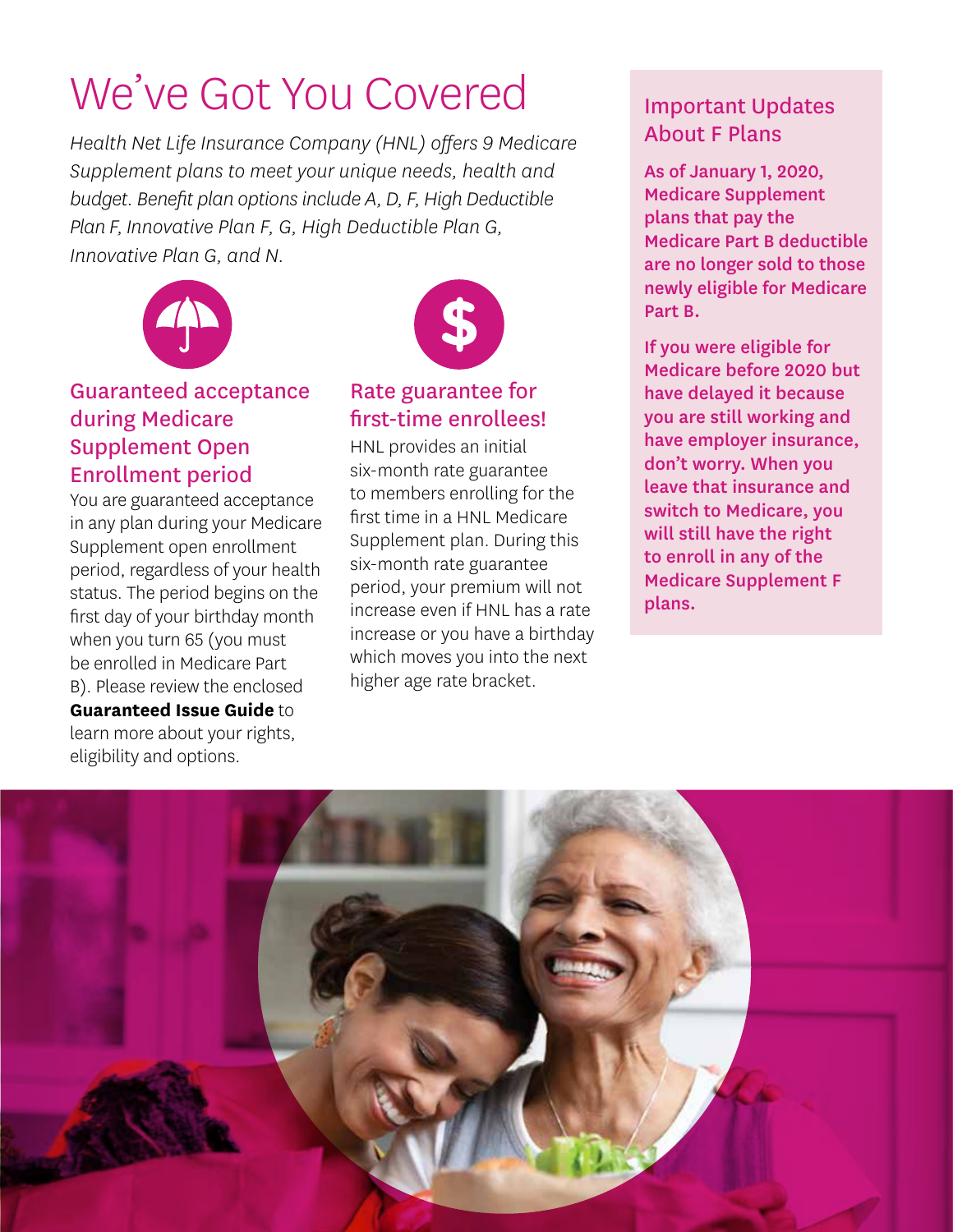# We've Got You Covered

*Health Net Life Insurance Company (HNL) offers 9 Medicare Supplement plans to meet your unique needs, health and budget. Benefit plan options include A, D, F, High Deductible Plan F, Innovative Plan F, G, High Deductible Plan G, Innovative Plan G, and N.*

## Guaranteed acceptance during Medicare Supplement Open Enrollment period

You are guaranteed acceptance in any plan during your Medicare Supplement open enrollment period, regardless of your health status. The period begins on the first day of your birthday month when you turn 65 (you must be enrolled in Medicare Part B). Please review the enclosed **Guaranteed Issue Guide** to learn more about your rights, eligibility and options.

## Rate guarantee for first-time enrollees!

HNL provides an initial six-month rate guarantee to members enrolling for the first time in a HNL Medicare Supplement plan. During this six-month rate guarantee period, your premium will not increase even if HNL has a rate increase or you have a birthday which moves you into the next higher age rate bracket.

## Important Updates About F Plans

**As of January 1, 2020, Medicare Supplement plans that pay the Medicare Part B deductible are no longer sold to those newly eligible for Medicare Part B.**

**If you were eligible for Medicare before 2020 but have delayed it because you are still working and have employer insurance, don't worry. When you leave that insurance and switch to Medicare, you will still have the right to enroll in any of the Medicare Supplement F plans.**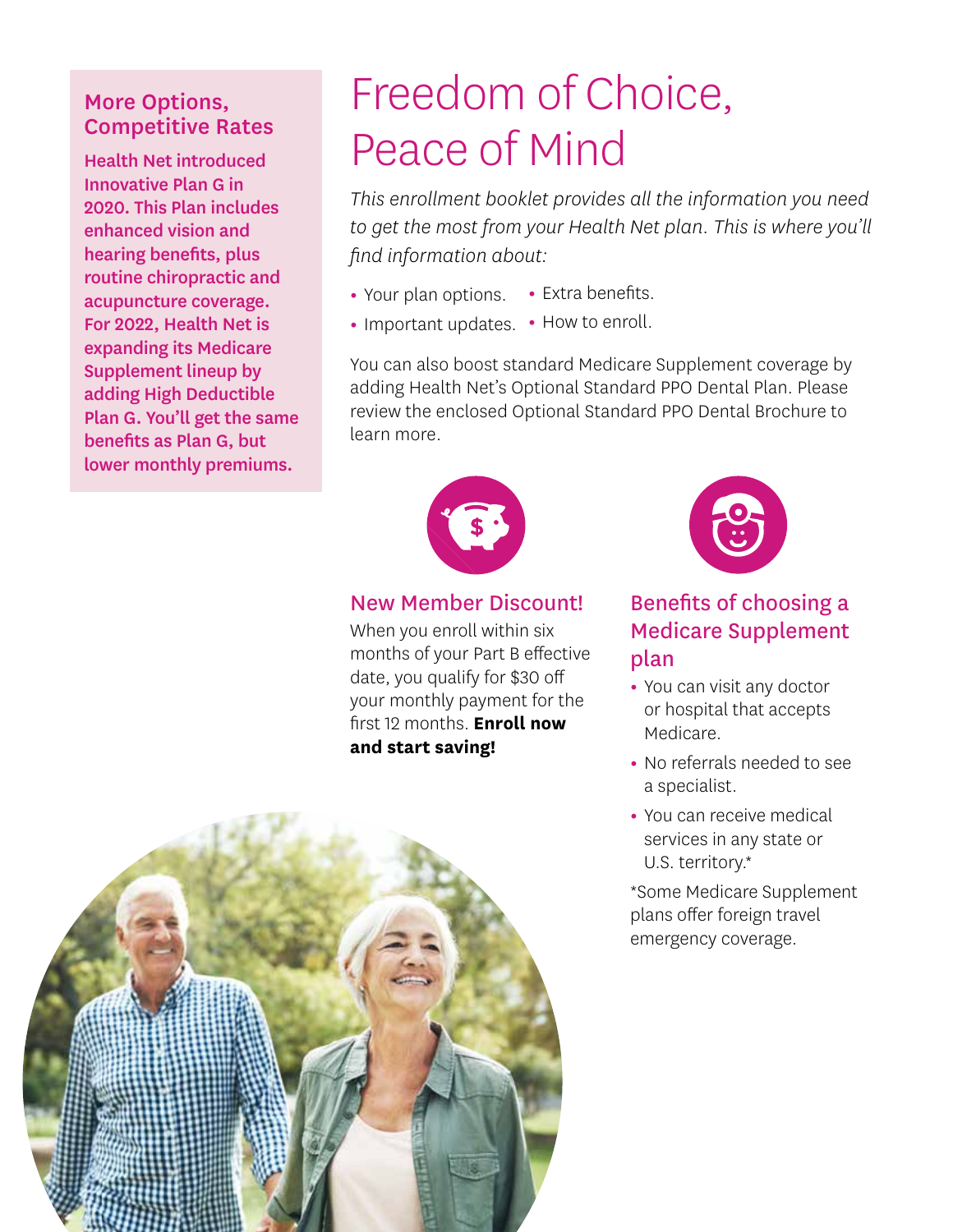## More Options, Competitive Rates

**Health Net introduced Innovative Plan G in 2020. This Plan includes enhanced vision and hearing benefits, plus routine chiropractic and acupuncture coverage. For 2022, Health Net is expanding its Medicare Supplement lineup by adding High Deductible Plan G. You'll get the same benefits as Plan G, but lower monthly premiums.**

# Freedom of Choice, Peace of Mind

*This enrollment booklet provides all the information you need to get the most from your Health Net plan. This is where you'll find information about:*

- Your plan options.
- Extra benefits.
- Important updates.
- How to enroll.

You can also boost standard Medicare Supplement coverage by adding Health Net's Optional Standard PPO Dental Plan. Please review the enclosed Optional Standard PPO Dental Brochure to learn more.

### New Member Discount!

When you enroll within six months of your Part B effective date, you qualify for $30 off your monthly payment for the first 12 months. **Enroll now and start saving!**

### Benefits of choosing a Medicare Supplement plan

- You can visit any doctor or hospital that accepts Medicare.
- No referrals needed to see a specialist.
- You can receive medical services in any state or U.S. territory.*

*Some Medicare Supplement plans offer foreign travel emergency coverage.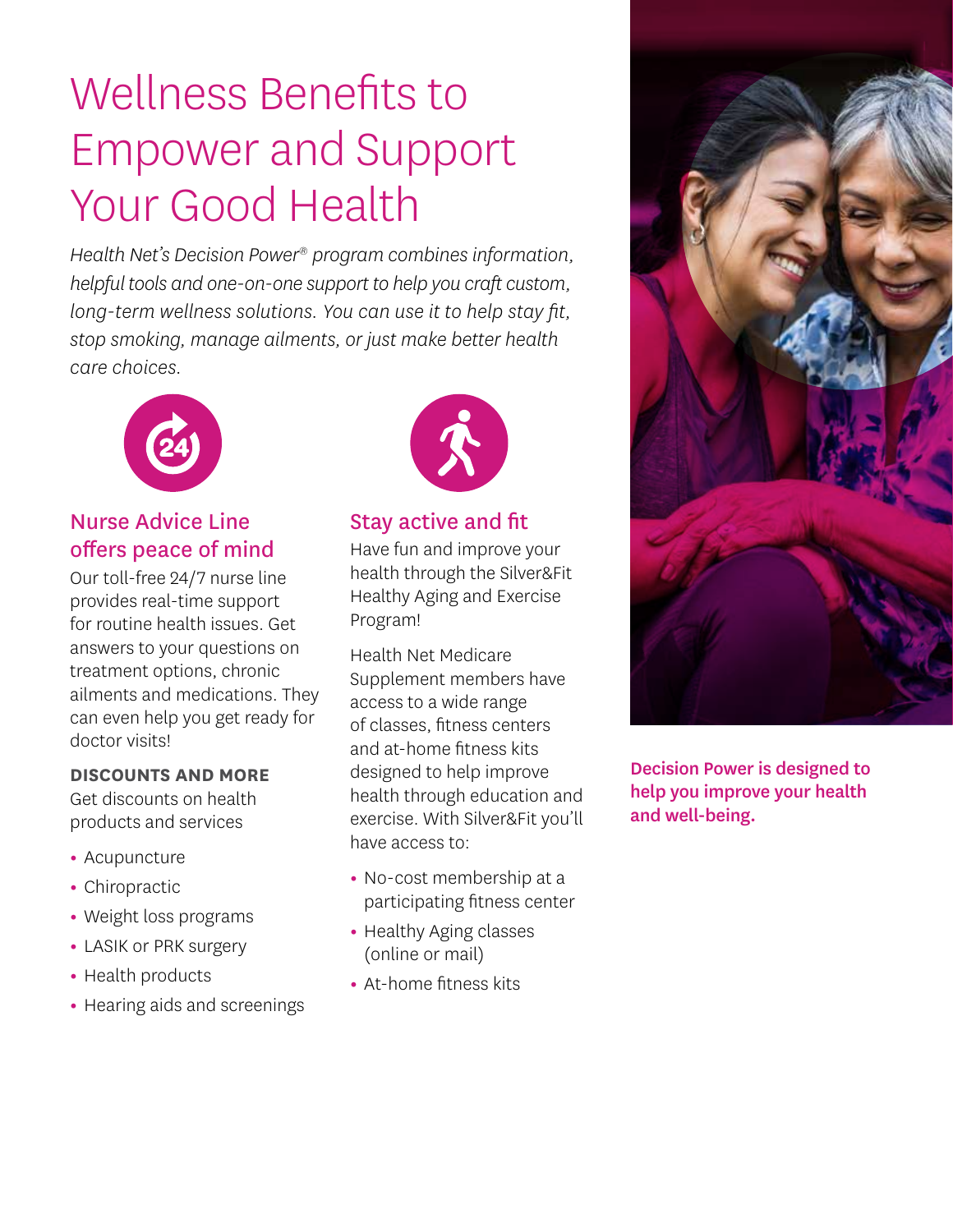# Wellness Benefits to Empower and Support Your Good Health

*Health Net's Decision Power® program combines information, helpful tools and one-on-one support to help you craft custom, long-term wellness solutions. You can use it to help stay fit, stop smoking, manage ailments, or just make better health care choices.*

## Nurse Advice Line offers peace of mind

Our toll-free 24/7 nurse line provides real-time support for routine health issues. Get answers to your questions on treatment options, chronic ailments and medications. They can even help you get ready for doctor visits!

**DISCOUNTS AND MORE**

Get discounts on health products and services

- Acupuncture
- Chiropractic
- Weight loss programs
- LASIK or PRK surgery
- Health products
- Hearing aids and screenings

## Stay active and fit

Have fun and improve your health through the Silver&Fit Healthy Aging and Exercise Program!

Health Net Medicare Supplement members have access to a wide range of classes, fitness centers and at-home fitness kits designed to help improve health through education and exercise. With Silver&Fit you'll have access to:

- No-cost membership at a participating fitness center
- Healthy Aging classes (online or mail)
- At-home fitness kits

**Decision Power is designed to help you improve your health and well-being.**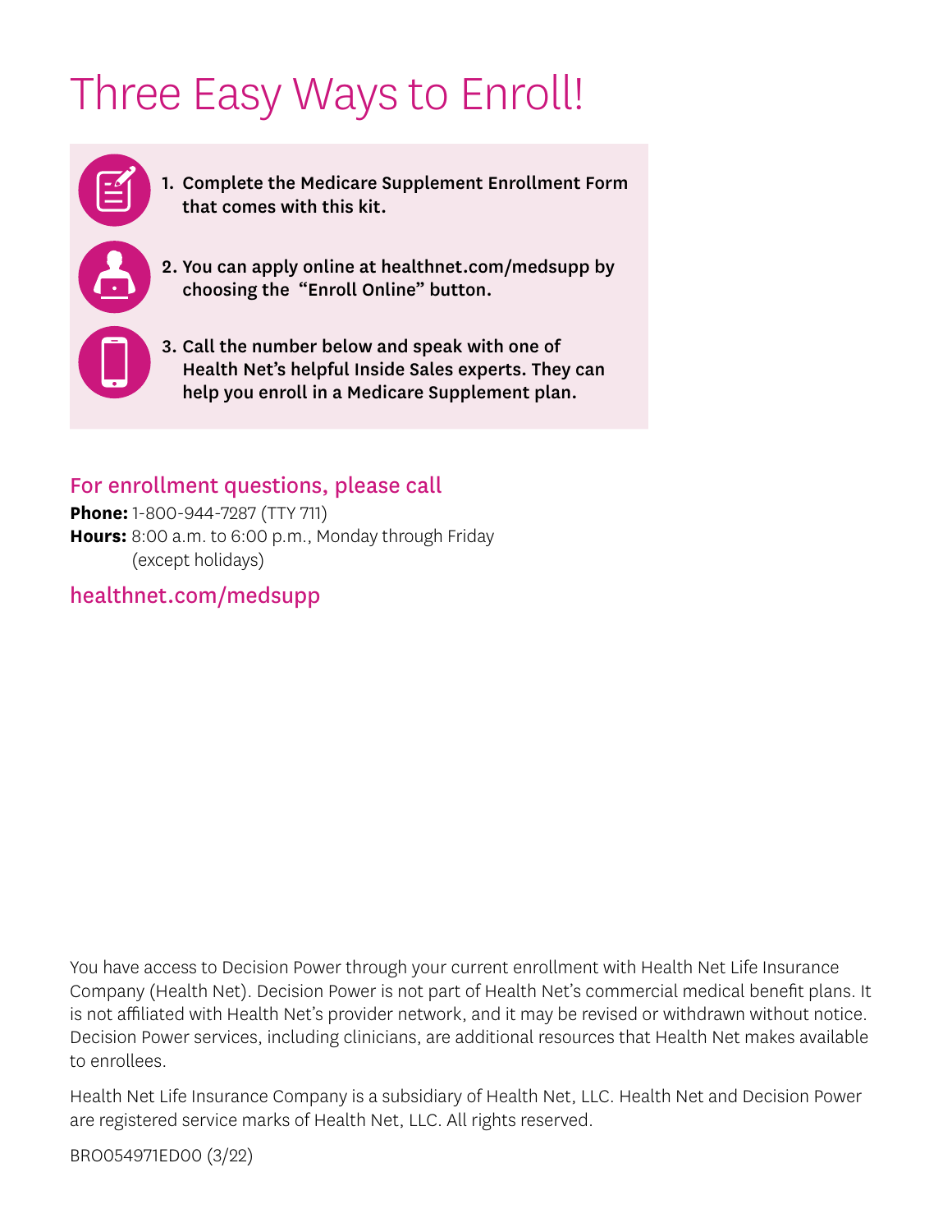# Three Easy Ways to Enroll!

1. **Complete the Medicare Supplement Enrollment Form that comes with this kit.**
2. **You can apply online at healthnet.com/medsupp by choosing the "Enroll Online" button.**
3. **Call the number below and speak with one of Health Net's helpful Inside Sales experts. They can help you enroll in a Medicare Supplement plan.**

## For enrollment questions, please call

**Phone:** 1-800-944-7287 (TTY 711)
**Hours:** 8:00 a.m. to 6:00 p.m., Monday through Friday (except holidays)

healthnet.com/medsupp

You have access to Decision Power through your current enrollment with Health Net Life Insurance Company (Health Net). Decision Power is not part of Health Net's commercial medical benefit plans. It is not affiliated with Health Net's provider network, and it may be revised or withdrawn without notice. Decision Power services, including clinicians, are additional resources that Health Net makes available to enrollees.

Health Net Life Insurance Company is a subsidiary of Health Net, LLC. Health Net and Decision Power are registered service marks of Health Net, LLC. All rights reserved.

BRO054971ED00 (3/22)